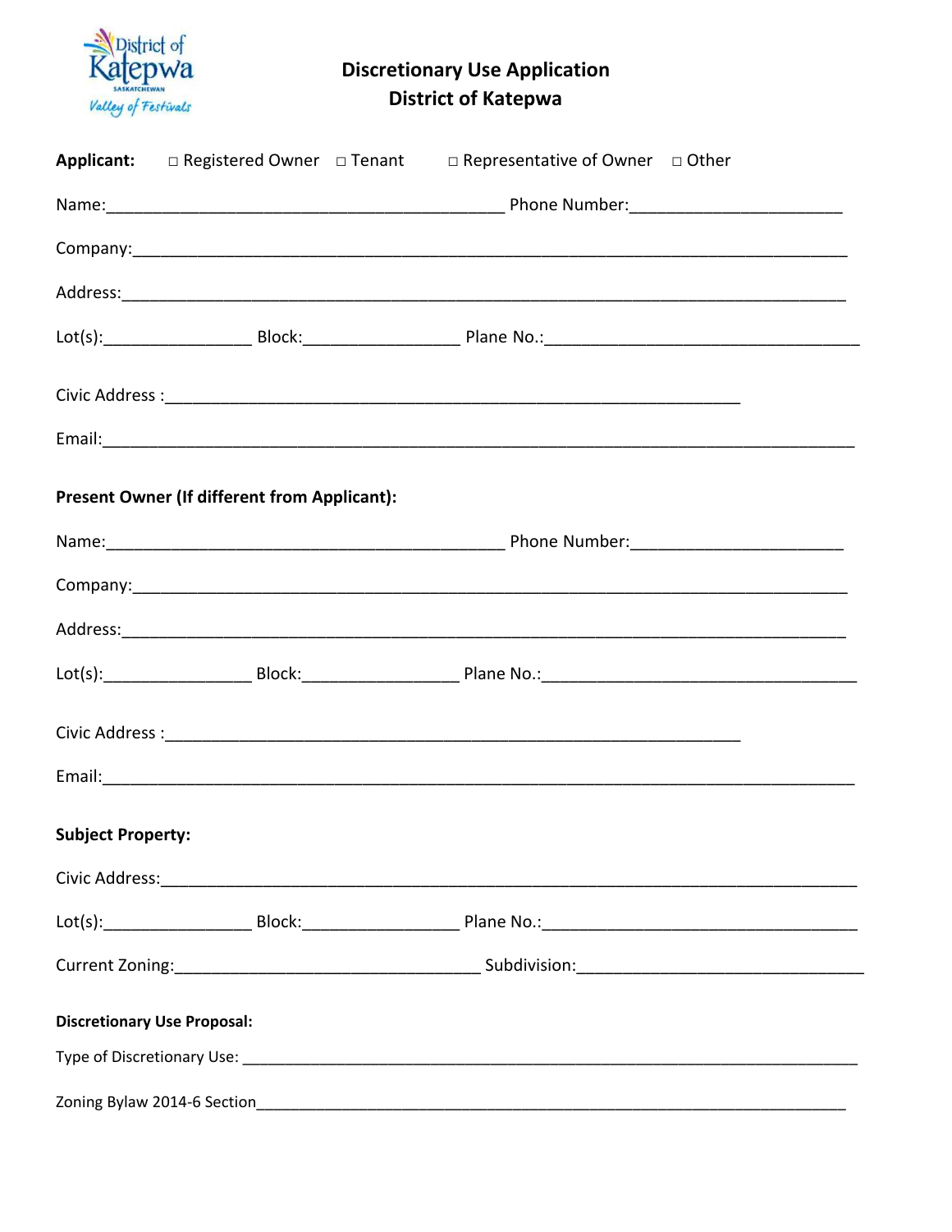# Discretionary Use Application
## District of Katepwa

**Applicant:** □ Registered Owner □ Tenant □ Representative of Owner □ Other

Name:___________________________________________ Phone Number:_______________________

Company:_____________________________________________________________________________

Address:_____________________________________________________________________________

Lot(s):________________ Block:_________________ Plane No.:__________________________________

Civic Address :_______________________________________________________________

Email:_______________________________________________________________________________

**Present Owner (If different from Applicant):**

Name:___________________________________________ Phone Number:_______________________

Company:_____________________________________________________________________________

Address:_____________________________________________________________________________

Lot(s):________________ Block:_________________ Plane No.:__________________________________

Civic Address :_______________________________________________________________

Email:_______________________________________________________________________________

**Subject Property:**

Civic Address:_________________________________________________________________________

Lot(s):________________ Block:_________________ Plane No.:__________________________________

Current Zoning:_________________________________ Subdivision:_____________________________

**Discretionary Use Proposal:**

Type of Discretionary Use: ____________________________________________________________________

Zoning Bylaw 2014-6 Section___________________________________________________________________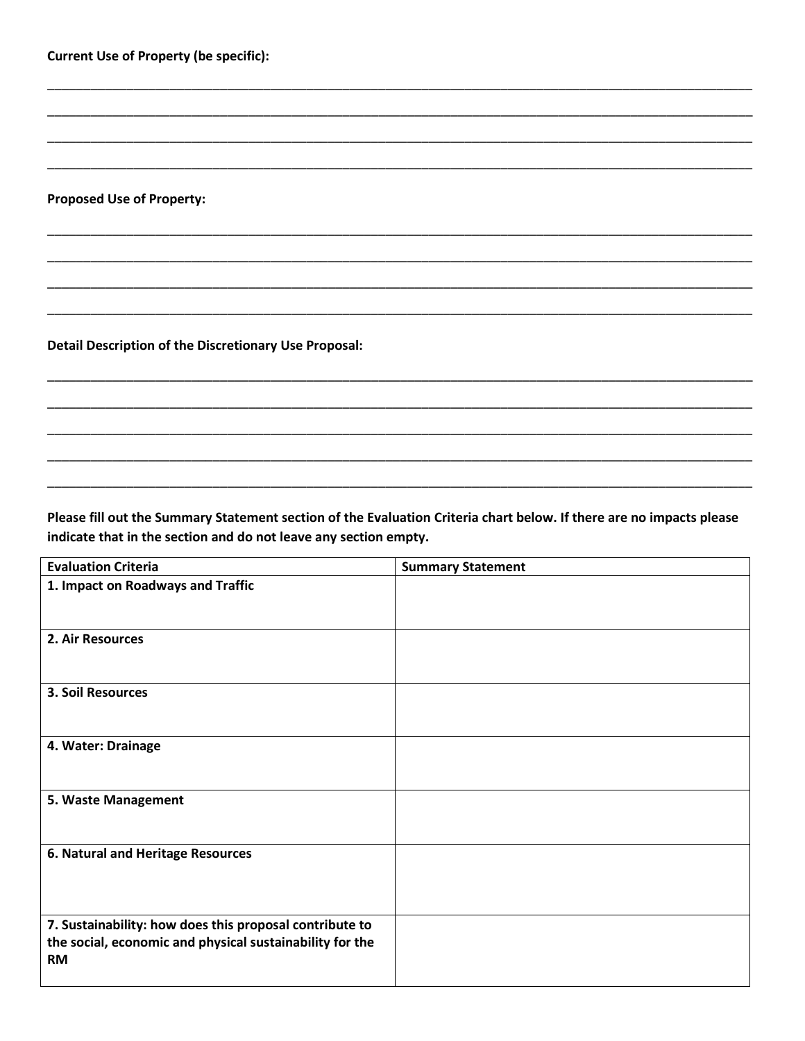**Current Use of Property (be specific):**

\_\_\_\_\_\_\_\_\_\_\_\_\_\_\_\_\_\_\_\_\_\_\_\_\_\_\_\_\_\_\_\_\_\_\_\_\_\_\_\_\_\_\_\_\_\_\_\_\_\_\_\_\_\_\_\_\_\_\_\_\_\_\_\_\_\_\_\_\_\_\_\_\_\_\_\_\_\_\_\_

\_\_\_\_\_\_\_\_\_\_\_\_\_\_\_\_\_\_\_\_\_\_\_\_\_\_\_\_\_\_\_\_\_\_\_\_\_\_\_\_\_\_\_\_\_\_\_\_\_\_\_\_\_\_\_\_\_\_\_\_\_\_\_\_\_\_\_\_\_\_\_\_\_\_\_\_\_\_\_\_

\_\_\_\_\_\_\_\_\_\_\_\_\_\_\_\_\_\_\_\_\_\_\_\_\_\_\_\_\_\_\_\_\_\_\_\_\_\_\_\_\_\_\_\_\_\_\_\_\_\_\_\_\_\_\_\_\_\_\_\_\_\_\_\_\_\_\_\_\_\_\_\_\_\_\_\_\_\_\_\_

\_\_\_\_\_\_\_\_\_\_\_\_\_\_\_\_\_\_\_\_\_\_\_\_\_\_\_\_\_\_\_\_\_\_\_\_\_\_\_\_\_\_\_\_\_\_\_\_\_\_\_\_\_\_\_\_\_\_\_\_\_\_\_\_\_\_\_\_\_\_\_\_\_\_\_\_\_\_\_\_

**Proposed Use of Property:**

\_\_\_\_\_\_\_\_\_\_\_\_\_\_\_\_\_\_\_\_\_\_\_\_\_\_\_\_\_\_\_\_\_\_\_\_\_\_\_\_\_\_\_\_\_\_\_\_\_\_\_\_\_\_\_\_\_\_\_\_\_\_\_\_\_\_\_\_\_\_\_\_\_\_\_\_\_\_\_\_

\_\_\_\_\_\_\_\_\_\_\_\_\_\_\_\_\_\_\_\_\_\_\_\_\_\_\_\_\_\_\_\_\_\_\_\_\_\_\_\_\_\_\_\_\_\_\_\_\_\_\_\_\_\_\_\_\_\_\_\_\_\_\_\_\_\_\_\_\_\_\_\_\_\_\_\_\_\_\_\_

\_\_\_\_\_\_\_\_\_\_\_\_\_\_\_\_\_\_\_\_\_\_\_\_\_\_\_\_\_\_\_\_\_\_\_\_\_\_\_\_\_\_\_\_\_\_\_\_\_\_\_\_\_\_\_\_\_\_\_\_\_\_\_\_\_\_\_\_\_\_\_\_\_\_\_\_\_\_\_\_

\_\_\_\_\_\_\_\_\_\_\_\_\_\_\_\_\_\_\_\_\_\_\_\_\_\_\_\_\_\_\_\_\_\_\_\_\_\_\_\_\_\_\_\_\_\_\_\_\_\_\_\_\_\_\_\_\_\_\_\_\_\_\_\_\_\_\_\_\_\_\_\_\_\_\_\_\_\_\_\_

**Detail Description of the Discretionary Use Proposal:**

\_\_\_\_\_\_\_\_\_\_\_\_\_\_\_\_\_\_\_\_\_\_\_\_\_\_\_\_\_\_\_\_\_\_\_\_\_\_\_\_\_\_\_\_\_\_\_\_\_\_\_\_\_\_\_\_\_\_\_\_\_\_\_\_\_\_\_\_\_\_\_\_\_\_\_\_\_\_\_\_

\_\_\_\_\_\_\_\_\_\_\_\_\_\_\_\_\_\_\_\_\_\_\_\_\_\_\_\_\_\_\_\_\_\_\_\_\_\_\_\_\_\_\_\_\_\_\_\_\_\_\_\_\_\_\_\_\_\_\_\_\_\_\_\_\_\_\_\_\_\_\_\_\_\_\_\_\_\_\_\_

\_\_\_\_\_\_\_\_\_\_\_\_\_\_\_\_\_\_\_\_\_\_\_\_\_\_\_\_\_\_\_\_\_\_\_\_\_\_\_\_\_\_\_\_\_\_\_\_\_\_\_\_\_\_\_\_\_\_\_\_\_\_\_\_\_\_\_\_\_\_\_\_\_\_\_\_\_\_\_\_

\_\_\_\_\_\_\_\_\_\_\_\_\_\_\_\_\_\_\_\_\_\_\_\_\_\_\_\_\_\_\_\_\_\_\_\_\_\_\_\_\_\_\_\_\_\_\_\_\_\_\_\_\_\_\_\_\_\_\_\_\_\_\_\_\_\_\_\_\_\_\_\_\_\_\_\_\_\_\_\_

\_\_\_\_\_\_\_\_\_\_\_\_\_\_\_\_\_\_\_\_\_\_\_\_\_\_\_\_\_\_\_\_\_\_\_\_\_\_\_\_\_\_\_\_\_\_\_\_\_\_\_\_\_\_\_\_\_\_\_\_\_\_\_\_\_\_\_\_\_\_\_\_\_\_\_\_\_\_\_\_

**Please fill out the Summary Statement section of the Evaluation Criteria chart below. If there are no impacts please indicate that in the section and do not leave any section empty.**

| Evaluation Criteria | Summary Statement |
|---|---|
| **1. Impact on Roadways and Traffic** | |
| **2. Air Resources** | |
| **3. Soil Resources** | |
| **4. Water: Drainage** | |
| **5. Waste Management** | |
| **6. Natural and Heritage Resources** | |
| **7. Sustainability: how does this proposal contribute to the social, economic and physical sustainability for the RM** | |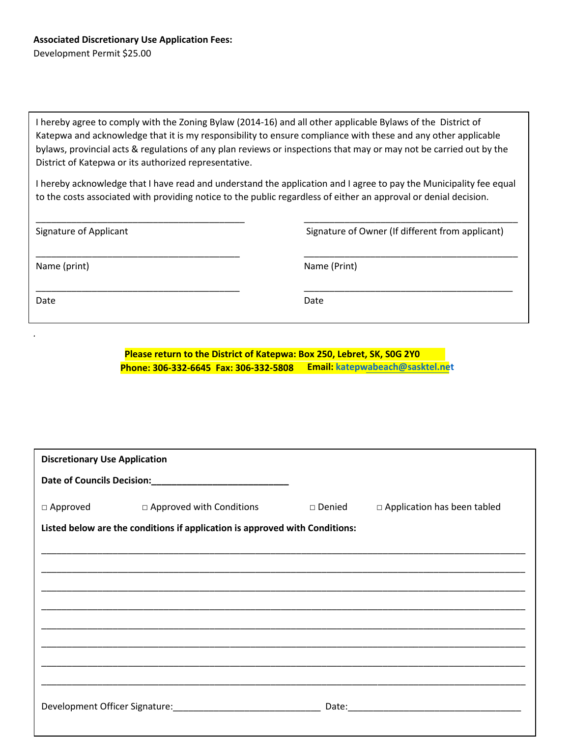**Associated Discretionary Use Application Fees:**
Development Permit $25.00

I hereby agree to comply with the Zoning Bylaw (2014-16) and all other applicable Bylaws of the District of Katepwa and acknowledge that it is my responsibility to ensure compliance with these and any other applicable bylaws, provincial acts & regulations of any plan reviews or inspections that may or may not be carried out by the District of Katepwa or its authorized representative.

I hereby acknowledge that I have read and understand the application and I agree to pay the Municipality fee equal to the costs associated with providing notice to the public regardless of either an approval or denial decision.

| | |
|---|---|
| ________________________________________ | ________________________________________ |
| Signature of Applicant | Signature of Owner (If different from applicant) |
| ________________________________________ | ________________________________________ |
| Name (print) | Name (Print) |
| ________________________________________ | ________________________________________ |
| Date | Date |

.

**Please return to the District of Katepwa: Box 250, Lebret, SK, S0G 2Y0**
**Phone: 306-332-6645 Fax: 306-332-5808 Email: katepwabeach@sasktel.net**

**Discretionary Use Application**

**Date of Councils Decision:**___________________________

□ Approved □ Approved with Conditions □ Denied □ Application has been tabled

**Listed below are the conditions if application is approved with Conditions:**

______________________________________________________________________________

______________________________________________________________________________

______________________________________________________________________________

______________________________________________________________________________

______________________________________________________________________________

______________________________________________________________________________

______________________________________________________________________________

______________________________________________________________________________

Development Officer Signature:_____________________________ Date:__________________________________